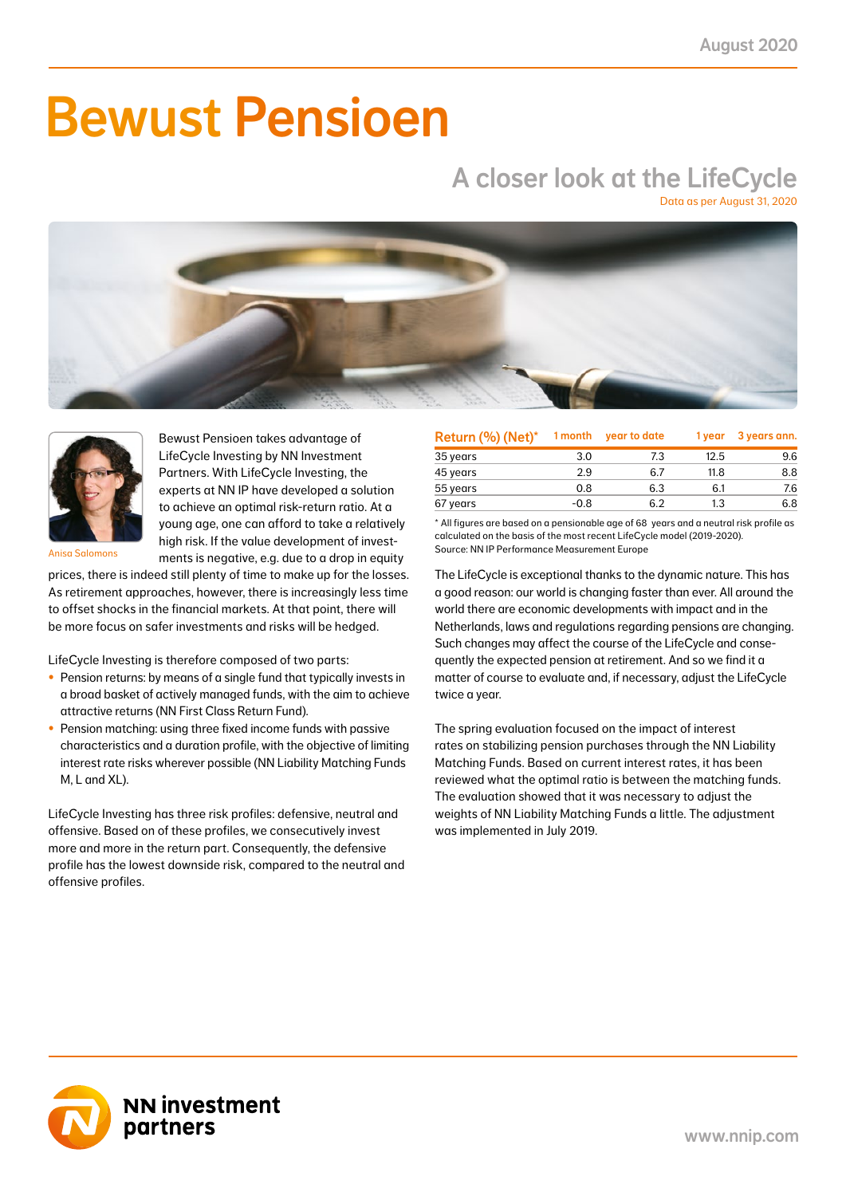August 2020

# Bewust Pensioen

## A closer look at the LifeCycle

Data as per August 31, 2020

Anisa Salomons

Bewust Pensioen takes advantage of LifeCycle Investing by NN Investment Partners. With LifeCycle Investing, the experts at NN IP have developed a solution to achieve an optimal risk-return ratio. At a young age, one can afford to take a relatively high risk. If the value development of investments is negative, e.g. due to a drop in equity prices, there is indeed still plenty of time to make up for the losses. As retirement approaches, however, there is increasingly less time to offset shocks in the financial markets. At that point, there will be more focus on safer investments and risks will be hedged.

LifeCycle Investing is therefore composed of two parts:

- Pension returns: by means of a single fund that typically invests in a broad basket of actively managed funds, with the aim to achieve attractive returns (NN First Class Return Fund).
- Pension matching: using three fixed income funds with passive characteristics and a duration profile, with the objective of limiting interest rate risks wherever possible (NN Liability Matching Funds M, L and XL).

LifeCycle Investing has three risk profiles: defensive, neutral and offensive. Based on of these profiles, we consecutively invest more and more in the return part. Consequently, the defensive profile has the lowest downside risk, compared to the neutral and offensive profiles.

| Return (%) (Net)* | 1 month | year to date | 1 year | 3 years ann. |
|---|---|---|---|---|
| 35 years | 3.0 | 7.3 | 12.5 | 9.6 |
| 45 years | 2.9 | 6.7 | 11.8 | 8.8 |
| 55 years | 0.8 | 6.3 | 6.1 | 7.6 |
| 67 years | -0.8 | 6.2 | 1.3 | 6.8 |

* All figures are based on a pensionable age of 68 years and a neutral risk profile as calculated on the basis of the most recent LifeCycle model (2019-2020).
Source: NN IP Performance Measurement Europe

The LifeCycle is exceptional thanks to the dynamic nature. This has a good reason: our world is changing faster than ever. All around the world there are economic developments with impact and in the Netherlands, laws and regulations regarding pensions are changing. Such changes may affect the course of the LifeCycle and consequently the expected pension at retirement. And so we find it a matter of course to evaluate and, if necessary, adjust the LifeCycle twice a year.

The spring evaluation focused on the impact of interest rates on stabilizing pension purchases through the NN Liability Matching Funds. Based on current interest rates, it has been reviewed what the optimal ratio is between the matching funds. The evaluation showed that it was necessary to adjust the weights of NN Liability Matching Funds a little. The adjustment was implemented in July 2019.

NN investment partners

www.nnip.com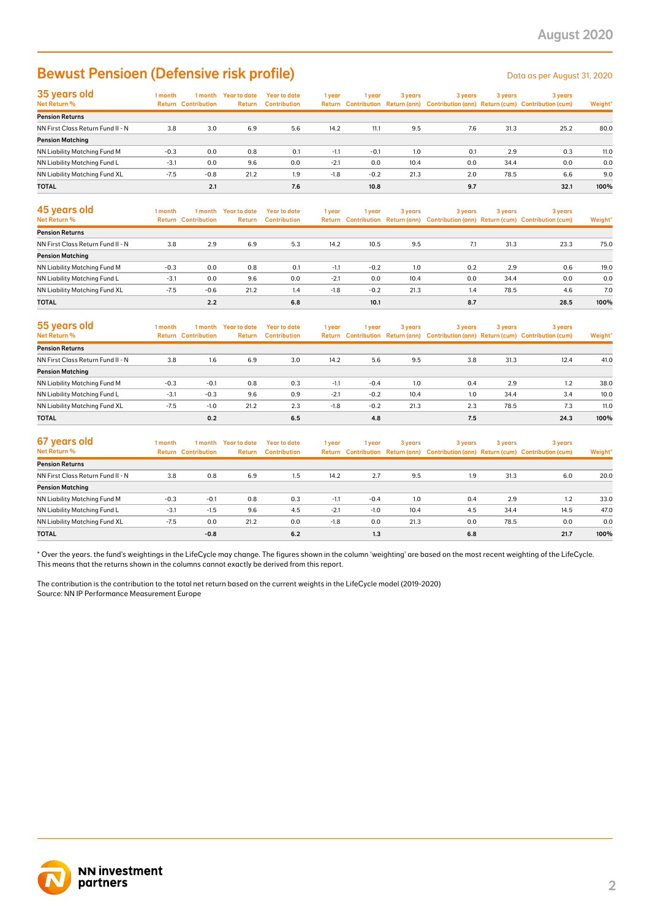# Bewust Pensioen (Defensive risk profile)

Data as per August 31, 2020

| 35 years old<br>Net Return % | 1 month Return | 1 month Contribution | Year to date Return | Year to date Contribution | 1 year Return | 1 year Contribution | 3 years Return (ann) | 3 years Contribution (ann) | 3 years Return (cum) | 3 years Contribution (cum) | Weight* |
|---|---|---|---|---|---|---|---|---|---|---|---|
| **Pension Returns** | | | | | | | | | | | |
| NN First Class Return Fund II - N | 3.8 | 3.0 | 6.9 | 5.6 | 14.2 | 11.1 | 9.5 | 7.6 | 31.3 | 25.2 | 80.0 |
| **Pension Matching** | | | | | | | | | | | |
| NN Liability Matching Fund M | -0.3 | 0.0 | 0.8 | 0.1 | -1.1 | -0.1 | 1.0 | 0.1 | 2.9 | 0.3 | 11.0 |
| NN Liability Matching Fund L | -3.1 | 0.0 | 9.6 | 0.0 | -2.1 | 0.0 | 10.4 | 0.0 | 34.4 | 0.0 | 0.0 |
| NN Liability Matching Fund XL | -7.5 | -0.8 | 21.2 | 1.9 | -1.8 | -0.2 | 21.3 | 2.0 | 78.5 | 6.6 | 9.0 |
| **TOTAL** | | **2.1** | | **7.6** | | **10.8** | | **9.7** | | **32.1** | **100%** |

| 45 years old<br>Net Return % | 1 month Return | 1 month Contribution | Year to date Return | Year to date Contribution | 1 year Return | 1 year Contribution | 3 years Return (ann) | 3 years Contribution (ann) | 3 years Return (cum) | 3 years Contribution (cum) | Weight* |
|---|---|---|---|---|---|---|---|---|---|---|---|
| **Pension Returns** | | | | | | | | | | | |
| NN First Class Return Fund II - N | 3.8 | 2.9 | 6.9 | 5.3 | 14.2 | 10.5 | 9.5 | 7.1 | 31.3 | 23.3 | 75.0 |
| **Pension Matching** | | | | | | | | | | | |
| NN Liability Matching Fund M | -0.3 | 0.0 | 0.8 | 0.1 | -1.1 | -0.2 | 1.0 | 0.2 | 2.9 | 0.6 | 19.0 |
| NN Liability Matching Fund L | -3.1 | 0.0 | 9.6 | 0.0 | -2.1 | 0.0 | 10.4 | 0.0 | 34.4 | 0.0 | 0.0 |
| NN Liability Matching Fund XL | -7.5 | -0.6 | 21.2 | 1.4 | -1.8 | -0.2 | 21.3 | 1.4 | 78.5 | 4.6 | 7.0 |
| **TOTAL** | | **2.2** | | **6.8** | | **10.1** | | **8.7** | | **28.5** | **100%** |

| 55 years old<br>Net Return % | 1 month Return | 1 month Contribution | Year to date Return | Year to date Contribution | 1 year Return | 1 year Contribution | 3 years Return (ann) | 3 years Contribution (ann) | 3 years Return (cum) | 3 years Contribution (cum) | Weight* |
|---|---|---|---|---|---|---|---|---|---|---|---|
| **Pension Returns** | | | | | | | | | | | |
| NN First Class Return Fund II - N | 3.8 | 1.6 | 6.9 | 3.0 | 14.2 | 5.6 | 9.5 | 3.8 | 31.3 | 12.4 | 41.0 |
| **Pension Matching** | | | | | | | | | | | |
| NN Liability Matching Fund M | -0.3 | -0.1 | 0.8 | 0.3 | -1.1 | -0.4 | 1.0 | 0.4 | 2.9 | 1.2 | 38.0 |
| NN Liability Matching Fund L | -3.1 | -0.3 | 9.6 | 0.9 | -2.1 | -0.2 | 10.4 | 1.0 | 34.4 | 3.4 | 10.0 |
| NN Liability Matching Fund XL | -7.5 | -1.0 | 21.2 | 2.3 | -1.8 | -0.2 | 21.3 | 2.3 | 78.5 | 7.3 | 11.0 |
| **TOTAL** | | **0.2** | | **6.5** | | **4.8** | | **7.5** | | **24.3** | **100%** |

| 67 years old<br>Net Return % | 1 month Return | 1 month Contribution | Year to date Return | Year to date Contribution | 1 year Return | 1 year Contribution | 3 years Return (ann) | 3 years Contribution (ann) | 3 years Return (cum) | 3 years Contribution (cum) | Weight* |
|---|---|---|---|---|---|---|---|---|---|---|---|
| **Pension Returns** | | | | | | | | | | | |
| NN First Class Return Fund II - N | 3.8 | 0.8 | 6.9 | 1.5 | 14.2 | 2.7 | 9.5 | 1.9 | 31.3 | 6.0 | 20.0 |
| **Pension Matching** | | | | | | | | | | | |
| NN Liability Matching Fund M | -0.3 | -0.1 | 0.8 | 0.3 | -1.1 | -0.4 | 1.0 | 0.4 | 2.9 | 1.2 | 33.0 |
| NN Liability Matching Fund L | -3.1 | -1.5 | 9.6 | 4.5 | -2.1 | -1.0 | 10.4 | 4.5 | 34.4 | 14.5 | 47.0 |
| NN Liability Matching Fund XL | -7.5 | 0.0 | 21.2 | 0.0 | -1.8 | 0.0 | 21.3 | 0.0 | 78.5 | 0.0 | 0.0 |
| **TOTAL** | | **-0.8** | | **6.2** | | **1.3** | | **6.8** | | **21.7** | **100%** |

* Over the years. the fund's weightings in the LifeCycle may change. The figures shown in the column 'weighting' are based on the most recent weighting of the LifeCycle. This means that the returns shown in the columns cannot exactly be derived from this report.

The contribution is the contribution to the total net return based on the current weights in the LifeCycle model (2019-2020)
Source: NN IP Performance Measurement Europe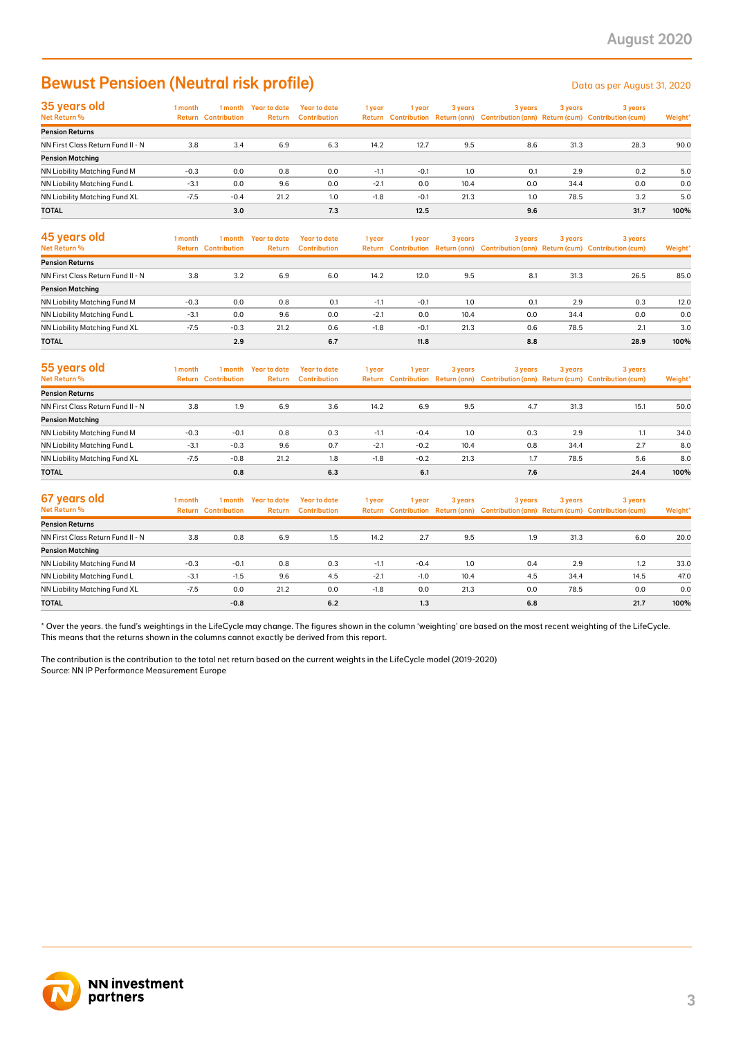## Bewust Pensioen (Neutral risk profile)

Data as per August 31, 2020

| 35 years old<br>Net Return % | 1 month Return | 1 month Contribution | Year to date Return | Year to date Contribution | 1 year Return | 1 year Contribution | 3 years Return (ann) | 3 years Contribution (ann) | 3 years Return (cum) | 3 years Contribution (cum) | Weight* |
|---|---|---|---|---|---|---|---|---|---|---|---|
| **Pension Returns** | | | | | | | | | | | |
| NN First Class Return Fund II - N | 3.8 | 3.4 | 6.9 | 6.3 | 14.2 | 12.7 | 9.5 | 8.6 | 31.3 | 28.3 | 90.0 |
| **Pension Matching** | | | | | | | | | | | |
| NN Liability Matching Fund M | -0.3 | 0.0 | 0.8 | 0.0 | -1.1 | -0.1 | 1.0 | 0.1 | 2.9 | 0.2 | 5.0 |
| NN Liability Matching Fund L | -3.1 | 0.0 | 9.6 | 0.0 | -2.1 | 0.0 | 10.4 | 0.0 | 34.4 | 0.0 | 0.0 |
| NN Liability Matching Fund XL | -7.5 | -0.4 | 21.2 | 1.0 | -1.8 | -0.1 | 21.3 | 1.0 | 78.5 | 3.2 | 5.0 |
| **TOTAL** | | **3.0** | | **7.3** | | **12.5** | | **9.6** | | **31.7** | **100%** |

| 45 years old<br>Net Return % | 1 month Return | 1 month Contribution | Year to date Return | Year to date Contribution | 1 year Return | 1 year Contribution | 3 years Return (ann) | 3 years Contribution (ann) | 3 years Return (cum) | 3 years Contribution (cum) | Weight* |
|---|---|---|---|---|---|---|---|---|---|---|---|
| **Pension Returns** | | | | | | | | | | | |
| NN First Class Return Fund II - N | 3.8 | 3.2 | 6.9 | 6.0 | 14.2 | 12.0 | 9.5 | 8.1 | 31.3 | 26.5 | 85.0 |
| **Pension Matching** | | | | | | | | | | | |
| NN Liability Matching Fund M | -0.3 | 0.0 | 0.8 | 0.1 | -1.1 | -0.1 | 1.0 | 0.1 | 2.9 | 0.3 | 12.0 |
| NN Liability Matching Fund L | -3.1 | 0.0 | 9.6 | 0.0 | -2.1 | 0.0 | 10.4 | 0.0 | 34.4 | 0.0 | 0.0 |
| NN Liability Matching Fund XL | -7.5 | -0.3 | 21.2 | 0.6 | -1.8 | -0.1 | 21.3 | 0.6 | 78.5 | 2.1 | 3.0 |
| **TOTAL** | | **2.9** | | **6.7** | | **11.8** | | **8.8** | | **28.9** | **100%** |

| 55 years old<br>Net Return % | 1 month Return | 1 month Contribution | Year to date Return | Year to date Contribution | 1 year Return | 1 year Contribution | 3 years Return (ann) | 3 years Contribution (ann) | 3 years Return (cum) | 3 years Contribution (cum) | Weight* |
|---|---|---|---|---|---|---|---|---|---|---|---|
| **Pension Returns** | | | | | | | | | | | |
| NN First Class Return Fund II - N | 3.8 | 1.9 | 6.9 | 3.6 | 14.2 | 6.9 | 9.5 | 4.7 | 31.3 | 15.1 | 50.0 |
| **Pension Matching** | | | | | | | | | | | |
| NN Liability Matching Fund M | -0.3 | -0.1 | 0.8 | 0.3 | -1.1 | -0.4 | 1.0 | 0.3 | 2.9 | 1.1 | 34.0 |
| NN Liability Matching Fund L | -3.1 | -0.3 | 9.6 | 0.7 | -2.1 | -0.2 | 10.4 | 0.8 | 34.4 | 2.7 | 8.0 |
| NN Liability Matching Fund XL | -7.5 | -0.8 | 21.2 | 1.8 | -1.8 | -0.2 | 21.3 | 1.7 | 78.5 | 5.6 | 8.0 |
| **TOTAL** | | **0.8** | | **6.3** | | **6.1** | | **7.6** | | **24.4** | **100%** |

| 67 years old<br>Net Return % | 1 month Return | 1 month Contribution | Year to date Return | Year to date Contribution | 1 year Return | 1 year Contribution | 3 years Return (ann) | 3 years Contribution (ann) | 3 years Return (cum) | 3 years Contribution (cum) | Weight* |
|---|---|---|---|---|---|---|---|---|---|---|---|
| **Pension Returns** | | | | | | | | | | | |
| NN First Class Return Fund II - N | 3.8 | 0.8 | 6.9 | 1.5 | 14.2 | 2.7 | 9.5 | 1.9 | 31.3 | 6.0 | 20.0 |
| **Pension Matching** | | | | | | | | | | | |
| NN Liability Matching Fund M | -0.3 | -0.1 | 0.8 | 0.3 | -1.1 | -0.4 | 1.0 | 0.4 | 2.9 | 1.2 | 33.0 |
| NN Liability Matching Fund L | -3.1 | -1.5 | 9.6 | 4.5 | -2.1 | -1.0 | 10.4 | 4.5 | 34.4 | 14.5 | 47.0 |
| NN Liability Matching Fund XL | -7.5 | 0.0 | 21.2 | 0.0 | -1.8 | 0.0 | 21.3 | 0.0 | 78.5 | 0.0 | 0.0 |
| **TOTAL** | | **-0.8** | | **6.2** | | **1.3** | | **6.8** | | **21.7** | **100%** |

* Over the years. the fund's weightings in the LifeCycle may change. The figures shown in the column 'weighting' are based on the most recent weighting of the LifeCycle. This means that the returns shown in the columns cannot exactly be derived from this report.

The contribution is the contribution to the total net return based on the current weights in the LifeCycle model (2019-2020)
Source: NN IP Performance Measurement Europe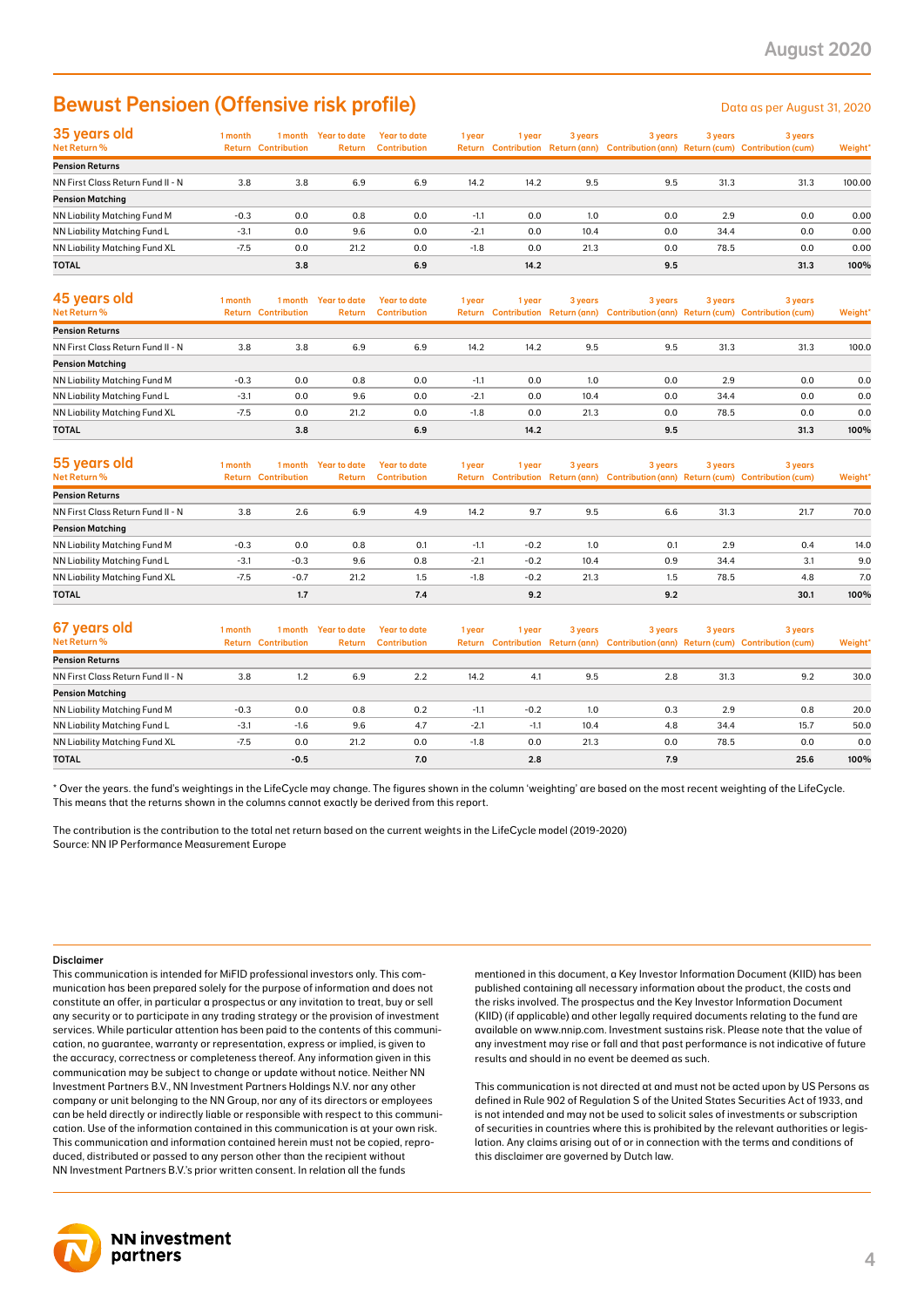# Bewust Pensioen (Offensive risk profile)

Data as per August 31, 2020

| 35 years old<br>Net Return % | 1 month Return | 1 month Contribution | Year to date Return | Year to date Contribution | 1 year Return | 1 year Contribution | 3 years Return (ann) | 3 years Contribution (ann) | 3 years Return (cum) | 3 years Contribution (cum) | Weight* |
|---|---|---|---|---|---|---|---|---|---|---|---|
| **Pension Returns** | | | | | | | | | | | |
| NN First Class Return Fund II - N | 3.8 | 3.8 | 6.9 | 6.9 | 14.2 | 14.2 | 9.5 | 9.5 | 31.3 | 31.3 | 100.00 |
| **Pension Matching** | | | | | | | | | | | |
| NN Liability Matching Fund M | -0.3 | 0.0 | 0.8 | 0.0 | -1.1 | 0.0 | 1.0 | 0.0 | 2.9 | 0.0 | 0.00 |
| NN Liability Matching Fund L | -3.1 | 0.0 | 9.6 | 0.0 | -2.1 | 0.0 | 10.4 | 0.0 | 34.4 | 0.0 | 0.00 |
| NN Liability Matching Fund XL | -7.5 | 0.0 | 21.2 | 0.0 | -1.8 | 0.0 | 21.3 | 0.0 | 78.5 | 0.0 | 0.00 |
| **TOTAL** | | **3.8** | | **6.9** | | **14.2** | | **9.5** | | **31.3** | **100%** |

| 45 years old<br>Net Return % | 1 month Return | 1 month Contribution | Year to date Return | Year to date Contribution | 1 year Return | 1 year Contribution | 3 years Return (ann) | 3 years Contribution (ann) | 3 years Return (cum) | 3 years Contribution (cum) | Weight* |
|---|---|---|---|---|---|---|---|---|---|---|---|
| **Pension Returns** | | | | | | | | | | | |
| NN First Class Return Fund II - N | 3.8 | 3.8 | 6.9 | 6.9 | 14.2 | 14.2 | 9.5 | 9.5 | 31.3 | 31.3 | 100.0 |
| **Pension Matching** | | | | | | | | | | | |
| NN Liability Matching Fund M | -0.3 | 0.0 | 0.8 | 0.0 | -1.1 | 0.0 | 1.0 | 0.0 | 2.9 | 0.0 | 0.0 |
| NN Liability Matching Fund L | -3.1 | 0.0 | 9.6 | 0.0 | -2.1 | 0.0 | 10.4 | 0.0 | 34.4 | 0.0 | 0.0 |
| NN Liability Matching Fund XL | -7.5 | 0.0 | 21.2 | 0.0 | -1.8 | 0.0 | 21.3 | 0.0 | 78.5 | 0.0 | 0.0 |
| **TOTAL** | | **3.8** | | **6.9** | | **14.2** | | **9.5** | | **31.3** | **100%** |

| 55 years old<br>Net Return % | 1 month Return | 1 month Contribution | Year to date Return | Year to date Contribution | 1 year Return | 1 year Contribution | 3 years Return (ann) | 3 years Contribution (ann) | 3 years Return (cum) | 3 years Contribution (cum) | Weight* |
|---|---|---|---|---|---|---|---|---|---|---|---|
| **Pension Returns** | | | | | | | | | | | |
| NN First Class Return Fund II - N | 3.8 | 2.6 | 6.9 | 4.9 | 14.2 | 9.7 | 9.5 | 6.6 | 31.3 | 21.7 | 70.0 |
| **Pension Matching** | | | | | | | | | | | |
| NN Liability Matching Fund M | -0.3 | 0.0 | 0.8 | 0.1 | -1.1 | -0.2 | 1.0 | 0.1 | 2.9 | 0.4 | 14.0 |
| NN Liability Matching Fund L | -3.1 | -0.3 | 9.6 | 0.8 | -2.1 | -0.2 | 10.4 | 0.9 | 34.4 | 3.1 | 9.0 |
| NN Liability Matching Fund XL | -7.5 | -0.7 | 21.2 | 1.5 | -1.8 | -0.2 | 21.3 | 1.5 | 78.5 | 4.8 | 7.0 |
| **TOTAL** | | **1.7** | | **7.4** | | **9.2** | | **9.2** | | **30.1** | **100%** |

| 67 years old<br>Net Return % | 1 month Return | 1 month Contribution | Year to date Return | Year to date Contribution | 1 year Return | 1 year Contribution | 3 years Return (ann) | 3 years Contribution (ann) | 3 years Return (cum) | 3 years Contribution (cum) | Weight* |
|---|---|---|---|---|---|---|---|---|---|---|---|
| **Pension Returns** | | | | | | | | | | | |
| NN First Class Return Fund II - N | 3.8 | 1.2 | 6.9 | 2.2 | 14.2 | 4.1 | 9.5 | 2.8 | 31.3 | 9.2 | 30.0 |
| **Pension Matching** | | | | | | | | | | | |
| NN Liability Matching Fund M | -0.3 | 0.0 | 0.8 | 0.2 | -1.1 | -0.2 | 1.0 | 0.3 | 2.9 | 0.8 | 20.0 |
| NN Liability Matching Fund L | -3.1 | -1.6 | 9.6 | 4.7 | -2.1 | -1.1 | 10.4 | 4.8 | 34.4 | 15.7 | 50.0 |
| NN Liability Matching Fund XL | -7.5 | 0.0 | 21.2 | 0.0 | -1.8 | 0.0 | 21.3 | 0.0 | 78.5 | 0.0 | 0.0 |
| **TOTAL** | | **-0.5** | | **7.0** | | **2.8** | | **7.9** | | **25.6** | **100%** |

* Over the years. the fund's weightings in the LifeCycle may change. The figures shown in the column 'weighting' are based on the most recent weighting of the LifeCycle. This means that the returns shown in the columns cannot exactly be derived from this report.

The contribution is the contribution to the total net return based on the current weights in the LifeCycle model (2019-2020)
Source: NN IP Performance Measurement Europe

**Disclaimer**

This communication is intended for MiFID professional investors only. This communication has been prepared solely for the purpose of information and does not constitute an offer, in particular a prospectus or any invitation to treat, buy or sell any security or to participate in any trading strategy or the provision of investment services. While particular attention has been paid to the contents of this communication, no guarantee, warranty or representation, express or implied, is given to the accuracy, correctness or completeness thereof. Any information given in this communication may be subject to change or update without notice. Neither NN Investment Partners B.V., NN Investment Partners Holdings N.V. nor any other company or unit belonging to the NN Group, nor any of its directors or employees can be held directly or indirectly liable or responsible with respect to this communication. Use of the information contained in this communication is at your own risk. This communication and information contained herein must not be copied, reproduced, distributed or passed to any person other than the recipient without NN Investment Partners B.V.'s prior written consent. In relation all the funds mentioned in this document, a Key Investor Information Document (KIID) has been published containing all necessary information about the product, the costs and the risks involved. The prospectus and the Key Investor Information Document (KIID) (if applicable) and other legally required documents relating to the fund are available on www.nnip.com. Investment sustains risk. Please note that the value of any investment may rise or fall and that past performance is not indicative of future results and should in no event be deemed as such.

This communication is not directed at and must not be acted upon by US Persons as defined in Rule 902 of Regulation S of the United States Securities Act of 1933, and is not intended and may not be used to solicit sales of investments or subscription of securities in countries where this is prohibited by the relevant authorities or legislation. Any claims arising out of or in connection with the terms and conditions of this disclaimer are governed by Dutch law.

NN investment partners